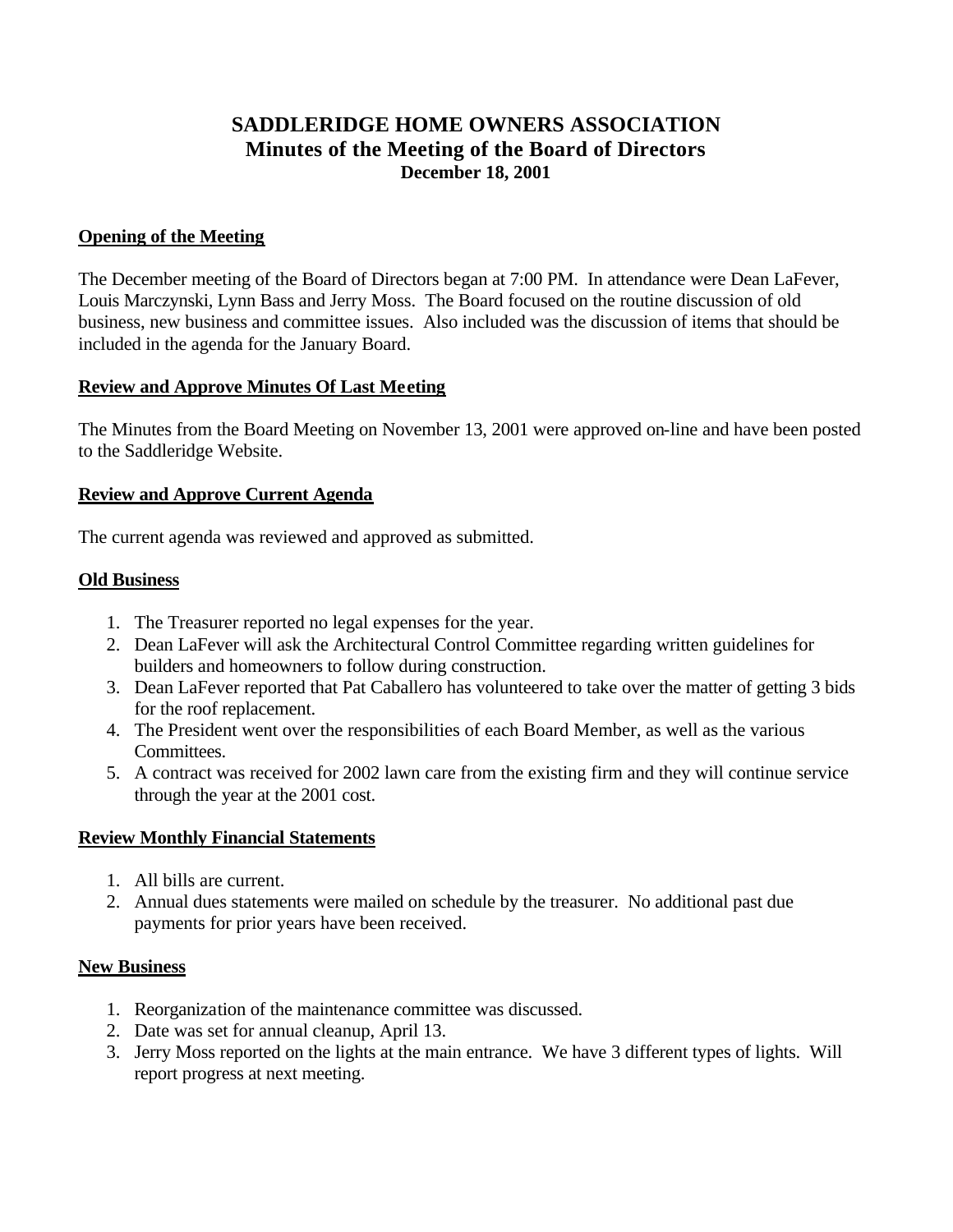# SADDLERIDGE HOME OWNERS ASSOCIATION
## Minutes of the Meeting of the Board of Directors
### December 18, 2001

**Opening of the Meeting**

The December meeting of the Board of Directors began at 7:00 PM. In attendance were Dean LaFever, Louis Marczynski, Lynn Bass and Jerry Moss. The Board focused on the routine discussion of old business, new business and committee issues. Also included was the discussion of items that should be included in the agenda for the January Board.

**Review and Approve Minutes Of Last Meeting**

The Minutes from the Board Meeting on November 13, 2001 were approved on-line and have been posted to the Saddleridge Website.

**Review and Approve Current Agenda**

The current agenda was reviewed and approved as submitted.

**Old Business**

1. The Treasurer reported no legal expenses for the year.
2. Dean LaFever will ask the Architectural Control Committee regarding written guidelines for builders and homeowners to follow during construction.
3. Dean LaFever reported that Pat Caballero has volunteered to take over the matter of getting 3 bids for the roof replacement.
4. The President went over the responsibilities of each Board Member, as well as the various Committees.
5. A contract was received for 2002 lawn care from the existing firm and they will continue service through the year at the 2001 cost.

**Review Monthly Financial Statements**

1. All bills are current.
2. Annual dues statements were mailed on schedule by the treasurer. No additional past due payments for prior years have been received.

**New Business**

1. Reorganization of the maintenance committee was discussed.
2. Date was set for annual cleanup, April 13.
3. Jerry Moss reported on the lights at the main entrance. We have 3 different types of lights. Will report progress at next meeting.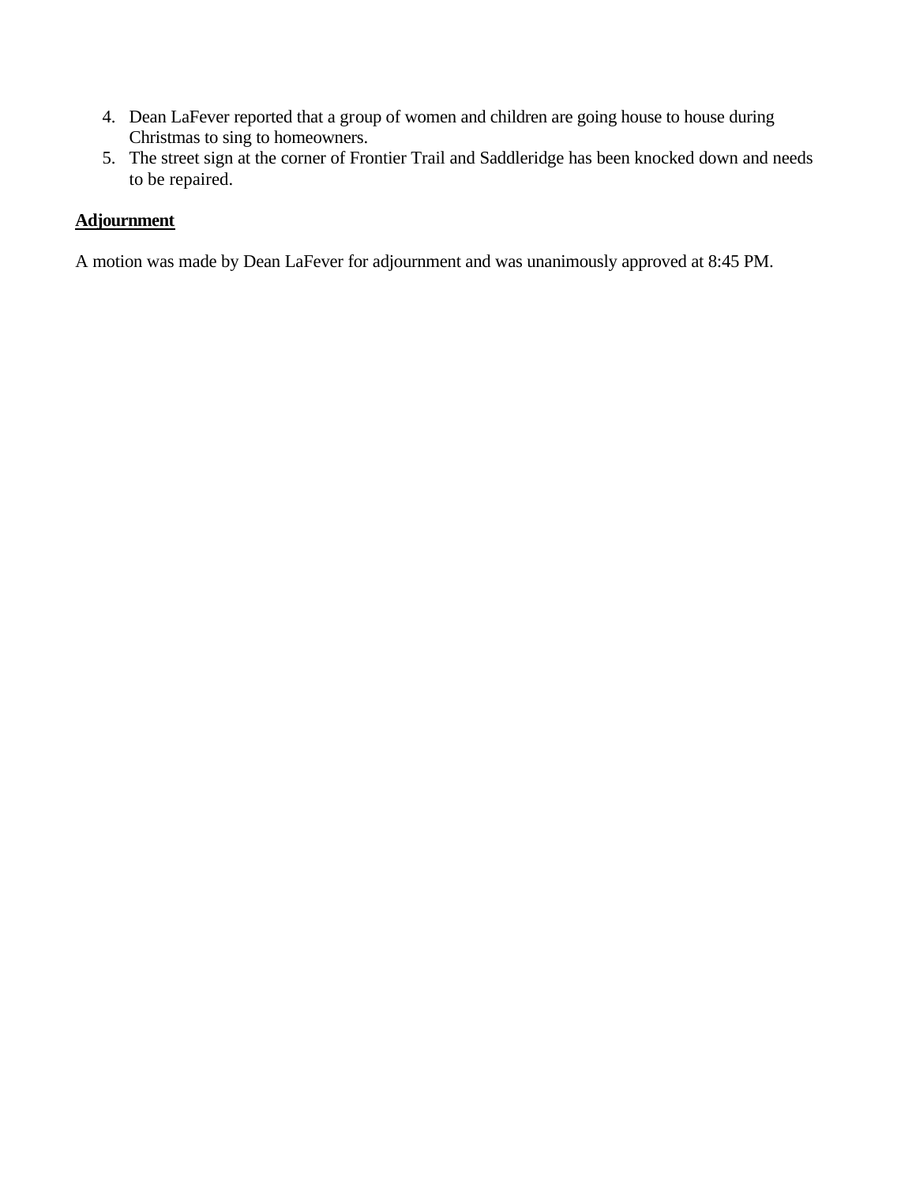4. Dean LaFever reported that a group of women and children are going house to house during Christmas to sing to homeowners.
5. The street sign at the corner of Frontier Trail and Saddleridge has been knocked down and needs to be repaired.

**Adjournment**

A motion was made by Dean LaFever for adjournment and was unanimously approved at 8:45 PM.